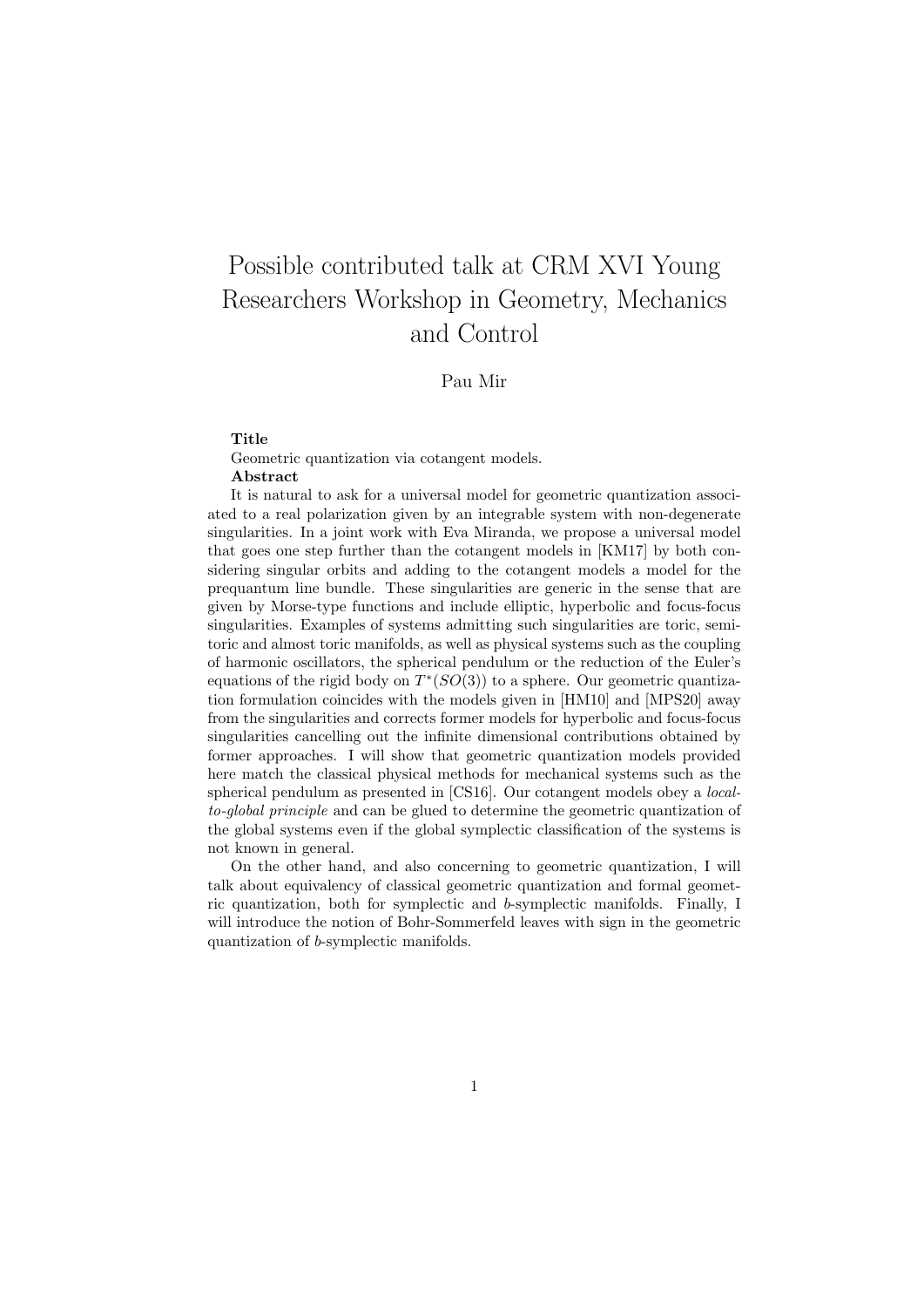# Possible contributed talk at CRM XVI Young Researchers Workshop in Geometry, Mechanics and Control

Pau Mir

**Title**

Geometric quantization via cotangent models.

**Abstract**

It is natural to ask for a universal model for geometric quantization associated to a real polarization given by an integrable system with non-degenerate singularities. In a joint work with Eva Miranda, we propose a universal model that goes one step further than the cotangent models in [KM17] by both considering singular orbits and adding to the cotangent models a model for the prequantum line bundle. These singularities are generic in the sense that are given by Morse-type functions and include elliptic, hyperbolic and focus-focus singularities. Examples of systems admitting such singularities are toric, semitoric and almost toric manifolds, as well as physical systems such as the coupling of harmonic oscillators, the spherical pendulum or the reduction of the Euler's equations of the rigid body on $T^*(SO(3))$ to a sphere. Our geometric quantization formulation coincides with the models given in [HM10] and [MPS20] away from the singularities and corrects former models for hyperbolic and focus-focus singularities cancelling out the infinite dimensional contributions obtained by former approaches. I will show that geometric quantization models provided here match the classical physical methods for mechanical systems such as the spherical pendulum as presented in [CS16]. Our cotangent models obey a *local-to-global principle* and can be glued to determine the geometric quantization of the global systems even if the global symplectic classification of the systems is not known in general.

On the other hand, and also concerning to geometric quantization, I will talk about equivalency of classical geometric quantization and formal geometric quantization, both for symplectic and $b$-symplectic manifolds. Finally, I will introduce the notion of Bohr-Sommerfeld leaves with sign in the geometric quantization of $b$-symplectic manifolds.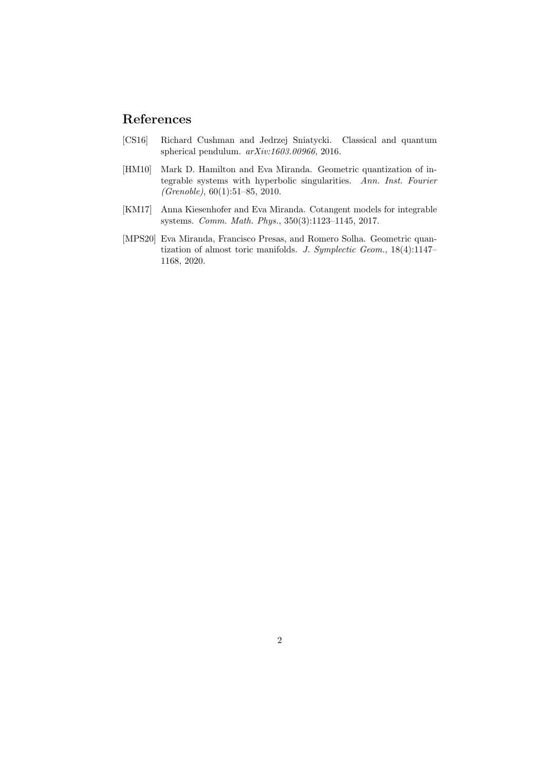## References

[CS16] Richard Cushman and Jedrzej Sniatycki. Classical and quantum spherical pendulum. *arXiv:1603.00966*, 2016.

[HM10] Mark D. Hamilton and Eva Miranda. Geometric quantization of integrable systems with hyperbolic singularities. *Ann. Inst. Fourier (Grenoble)*, 60(1):51–85, 2010.

[KM17] Anna Kiesenhofer and Eva Miranda. Cotangent models for integrable systems. *Comm. Math. Phys.*, 350(3):1123–1145, 2017.

[MPS20] Eva Miranda, Francisco Presas, and Romero Solha. Geometric quantization of almost toric manifolds. *J. Symplectic Geom.*, 18(4):1147–1168, 2020.